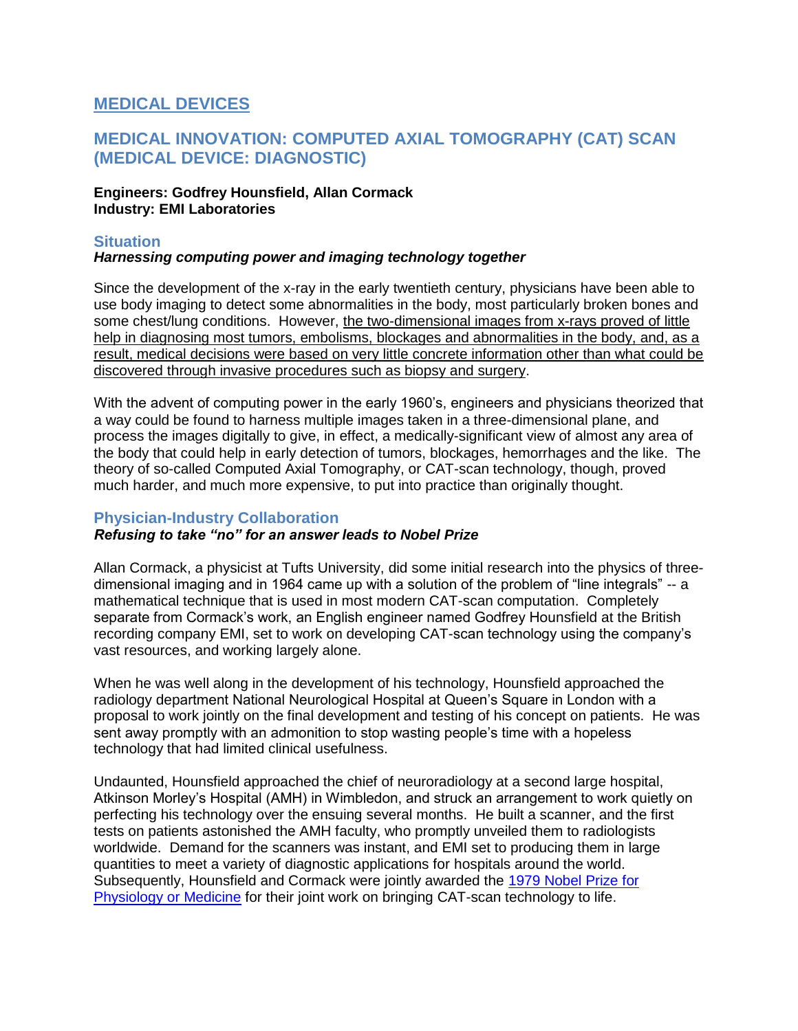# MEDICAL DEVICES

## MEDICAL INNOVATION: COMPUTED AXIAL TOMOGRAPHY (CAT) SCAN (MEDICAL DEVICE: DIAGNOSTIC)

**Engineers: Godfrey Hounsfield, Allan Cormack**
**Industry: EMI Laboratories**

### Situation

***Harnessing computing power and imaging technology together***

Since the development of the x-ray in the early twentieth century, physicians have been able to use body imaging to detect some abnormalities in the body, most particularly broken bones and some chest/lung conditions. However, <u>the two-dimensional images from x-rays proved of little help in diagnosing most tumors, embolisms, blockages and abnormalities in the body, and, as a result, medical decisions were based on very little concrete information other than what could be discovered through invasive procedures such as biopsy and surgery</u>.

With the advent of computing power in the early 1960's, engineers and physicians theorized that a way could be found to harness multiple images taken in a three-dimensional plane, and process the images digitally to give, in effect, a medically-significant view of almost any area of the body that could help in early detection of tumors, blockages, hemorrhages and the like. The theory of so-called Computed Axial Tomography, or CAT-scan technology, though, proved much harder, and much more expensive, to put into practice than originally thought.

### Physician-Industry Collaboration

***Refusing to take "no" for an answer leads to Nobel Prize***

Allan Cormack, a physicist at Tufts University, did some initial research into the physics of three-dimensional imaging and in 1964 came up with a solution of the problem of "line integrals" -- a mathematical technique that is used in most modern CAT-scan computation. Completely separate from Cormack's work, an English engineer named Godfrey Hounsfield at the British recording company EMI, set to work on developing CAT-scan technology using the company's vast resources, and working largely alone.

When he was well along in the development of his technology, Hounsfield approached the radiology department National Neurological Hospital at Queen's Square in London with a proposal to work jointly on the final development and testing of his concept on patients. He was sent away promptly with an admonition to stop wasting people's time with a hopeless technology that had limited clinical usefulness.

Undaunted, Hounsfield approached the chief of neuroradiology at a second large hospital, Atkinson Morley's Hospital (AMH) in Wimbledon, and struck an arrangement to work quietly on perfecting his technology over the ensuing several months. He built a scanner, and the first tests on patients astonished the AMH faculty, who promptly unveiled them to radiologists worldwide. Demand for the scanners was instant, and EMI set to producing them in large quantities to meet a variety of diagnostic applications for hospitals around the world. Subsequently, Hounsfield and Cormack were jointly awarded the 1979 Nobel Prize for Physiology or Medicine for their joint work on bringing CAT-scan technology to life.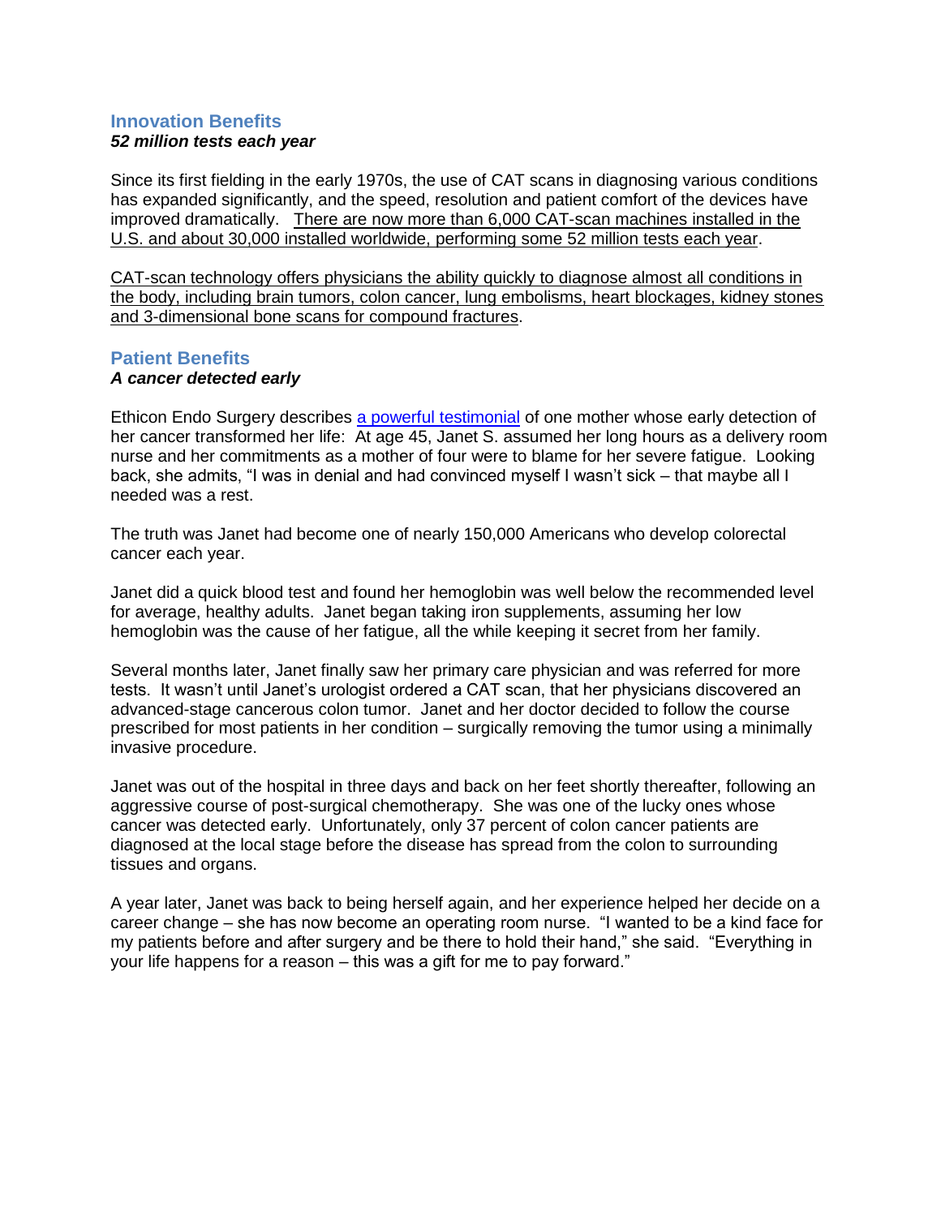## Innovation Benefits

***52 million tests each year***

Since its first fielding in the early 1970s, the use of CAT scans in diagnosing various conditions has expanded significantly, and the speed, resolution and patient comfort of the devices have improved dramatically. There are now more than 6,000 CAT-scan machines installed in the U.S. and about 30,000 installed worldwide, performing some 52 million tests each year.

CAT-scan technology offers physicians the ability quickly to diagnose almost all conditions in the body, including brain tumors, colon cancer, lung embolisms, heart blockages, kidney stones and 3-dimensional bone scans for compound fractures.

## Patient Benefits

***A cancer detected early***

Ethicon Endo Surgery describes a powerful testimonial of one mother whose early detection of her cancer transformed her life: At age 45, Janet S. assumed her long hours as a delivery room nurse and her commitments as a mother of four were to blame for her severe fatigue. Looking back, she admits, "I was in denial and had convinced myself I wasn't sick – that maybe all I needed was a rest.

The truth was Janet had become one of nearly 150,000 Americans who develop colorectal cancer each year.

Janet did a quick blood test and found her hemoglobin was well below the recommended level for average, healthy adults. Janet began taking iron supplements, assuming her low hemoglobin was the cause of her fatigue, all the while keeping it secret from her family.

Several months later, Janet finally saw her primary care physician and was referred for more tests. It wasn't until Janet's urologist ordered a CAT scan, that her physicians discovered an advanced-stage cancerous colon tumor. Janet and her doctor decided to follow the course prescribed for most patients in her condition – surgically removing the tumor using a minimally invasive procedure.

Janet was out of the hospital in three days and back on her feet shortly thereafter, following an aggressive course of post-surgical chemotherapy. She was one of the lucky ones whose cancer was detected early. Unfortunately, only 37 percent of colon cancer patients are diagnosed at the local stage before the disease has spread from the colon to surrounding tissues and organs.

A year later, Janet was back to being herself again, and her experience helped her decide on a career change – she has now become an operating room nurse. "I wanted to be a kind face for my patients before and after surgery and be there to hold their hand," she said. "Everything in your life happens for a reason – this was a gift for me to pay forward."